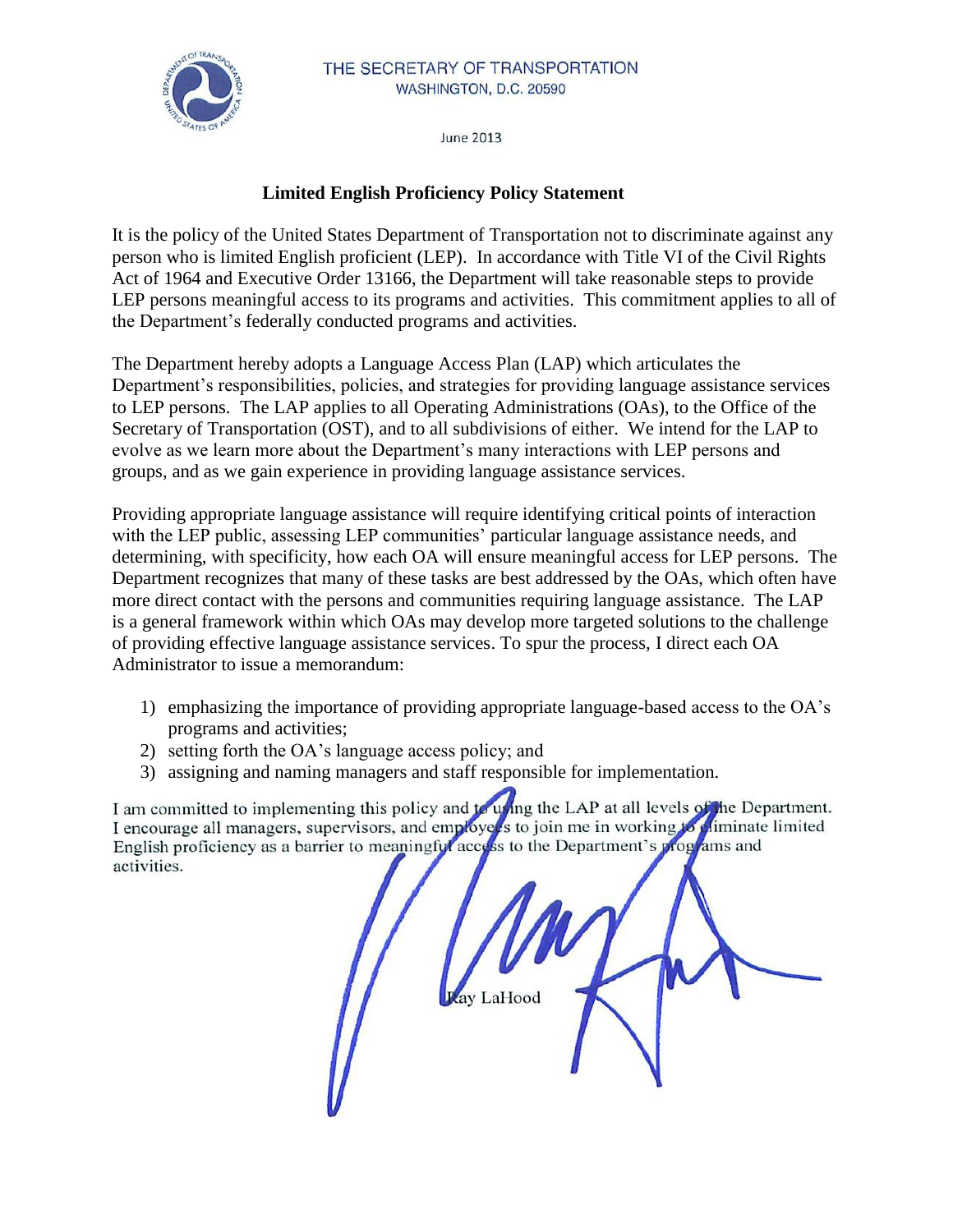THE SECRETARY OF TRANSPORTATION
WASHINGTON, D.C. 20590

June 2013

## Limited English Proficiency Policy Statement

It is the policy of the United States Department of Transportation not to discriminate against any person who is limited English proficient (LEP). In accordance with Title VI of the Civil Rights Act of 1964 and Executive Order 13166, the Department will take reasonable steps to provide LEP persons meaningful access to its programs and activities. This commitment applies to all of the Department's federally conducted programs and activities.

The Department hereby adopts a Language Access Plan (LAP) which articulates the Department's responsibilities, policies, and strategies for providing language assistance services to LEP persons. The LAP applies to all Operating Administrations (OAs), to the Office of the Secretary of Transportation (OST), and to all subdivisions of either. We intend for the LAP to evolve as we learn more about the Department's many interactions with LEP persons and groups, and as we gain experience in providing language assistance services.

Providing appropriate language assistance will require identifying critical points of interaction with the LEP public, assessing LEP communities' particular language assistance needs, and determining, with specificity, how each OA will ensure meaningful access for LEP persons. The Department recognizes that many of these tasks are best addressed by the OAs, which often have more direct contact with the persons and communities requiring language assistance. The LAP is a general framework within which OAs may develop more targeted solutions to the challenge of providing effective language assistance services. To spur the process, I direct each OA Administrator to issue a memorandum:

1) emphasizing the importance of providing appropriate language-based access to the OA's programs and activities;
2) setting forth the OA's language access policy; and
3) assigning and naming managers and staff responsible for implementation.

I am committed to implementing this policy and to using the LAP at all levels of the Department. I encourage all managers, supervisors, and employees to join me in working to eliminate limited English proficiency as a barrier to meaningful access to the Department's programs and activities.

Ray LaHood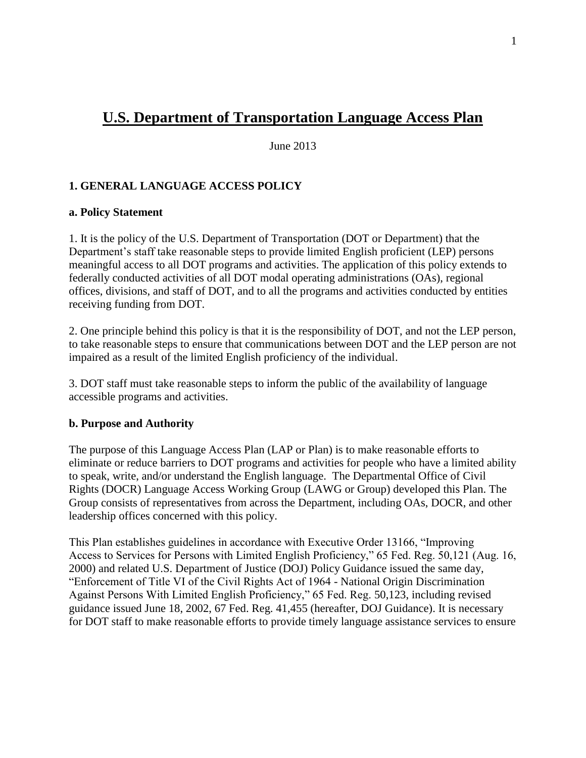# U.S. Department of Transportation Language Access Plan

June 2013

## 1. GENERAL LANGUAGE ACCESS POLICY

### a. Policy Statement

1. It is the policy of the U.S. Department of Transportation (DOT or Department) that the Department's staff take reasonable steps to provide limited English proficient (LEP) persons meaningful access to all DOT programs and activities. The application of this policy extends to federally conducted activities of all DOT modal operating administrations (OAs), regional offices, divisions, and staff of DOT, and to all the programs and activities conducted by entities receiving funding from DOT.

2. One principle behind this policy is that it is the responsibility of DOT, and not the LEP person, to take reasonable steps to ensure that communications between DOT and the LEP person are not impaired as a result of the limited English proficiency of the individual.

3. DOT staff must take reasonable steps to inform the public of the availability of language accessible programs and activities.

### b. Purpose and Authority

The purpose of this Language Access Plan (LAP or Plan) is to make reasonable efforts to eliminate or reduce barriers to DOT programs and activities for people who have a limited ability to speak, write, and/or understand the English language. The Departmental Office of Civil Rights (DOCR) Language Access Working Group (LAWG or Group) developed this Plan. The Group consists of representatives from across the Department, including OAs, DOCR, and other leadership offices concerned with this policy.

This Plan establishes guidelines in accordance with Executive Order 13166, "Improving Access to Services for Persons with Limited English Proficiency," 65 Fed. Reg. 50,121 (Aug. 16, 2000) and related U.S. Department of Justice (DOJ) Policy Guidance issued the same day, "Enforcement of Title VI of the Civil Rights Act of 1964 - National Origin Discrimination Against Persons With Limited English Proficiency," 65 Fed. Reg. 50,123, including revised guidance issued June 18, 2002, 67 Fed. Reg. 41,455 (hereafter, DOJ Guidance). It is necessary for DOT staff to make reasonable efforts to provide timely language assistance services to ensure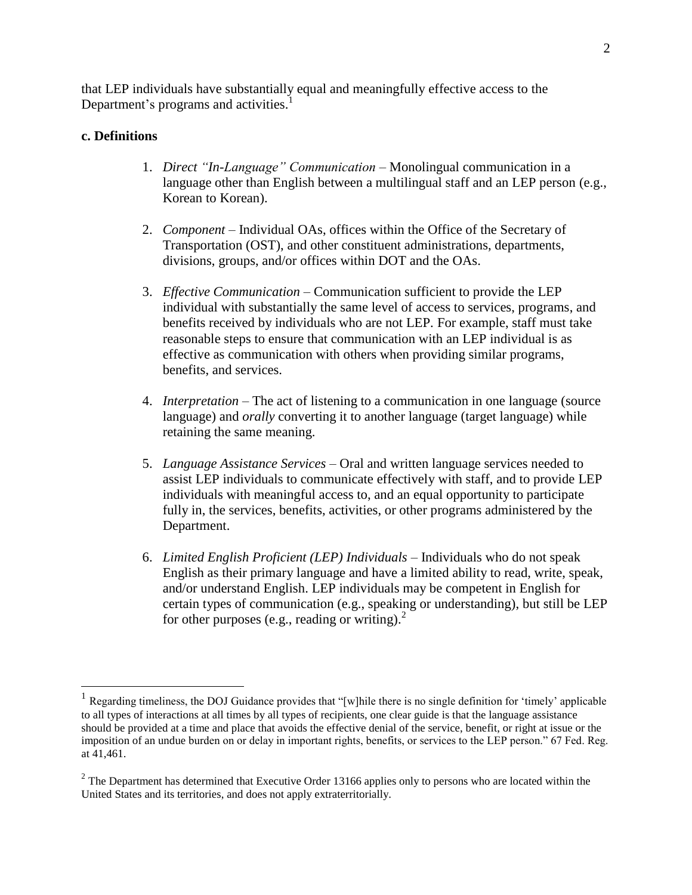that LEP individuals have substantially equal and meaningfully effective access to the Department's programs and activities.[1]

**c. Definitions**

1. *Direct "In-Language" Communication* – Monolingual communication in a language other than English between a multilingual staff and an LEP person (e.g., Korean to Korean).

2. *Component* – Individual OAs, offices within the Office of the Secretary of Transportation (OST), and other constituent administrations, departments, divisions, groups, and/or offices within DOT and the OAs.

3. *Effective Communication* – Communication sufficient to provide the LEP individual with substantially the same level of access to services, programs, and benefits received by individuals who are not LEP. For example, staff must take reasonable steps to ensure that communication with an LEP individual is as effective as communication with others when providing similar programs, benefits, and services.

4. *Interpretation* – The act of listening to a communication in one language (source language) and *orally* converting it to another language (target language) while retaining the same meaning.

5. *Language Assistance Services* – Oral and written language services needed to assist LEP individuals to communicate effectively with staff, and to provide LEP individuals with meaningful access to, and an equal opportunity to participate fully in, the services, benefits, activities, or other programs administered by the Department.

6. *Limited English Proficient (LEP) Individuals* – Individuals who do not speak English as their primary language and have a limited ability to read, write, speak, and/or understand English. LEP individuals may be competent in English for certain types of communication (e.g., speaking or understanding), but still be LEP for other purposes (e.g., reading or writing).[2]

---

[1] Regarding timeliness, the DOJ Guidance provides that "[w]hile there is no single definition for 'timely' applicable to all types of interactions at all times by all types of recipients, one clear guide is that the language assistance should be provided at a time and place that avoids the effective denial of the service, benefit, or right at issue or the imposition of an undue burden on or delay in important rights, benefits, or services to the LEP person." 67 Fed. Reg. at 41,461.

[2] The Department has determined that Executive Order 13166 applies only to persons who are located within the United States and its territories, and does not apply extraterritorially.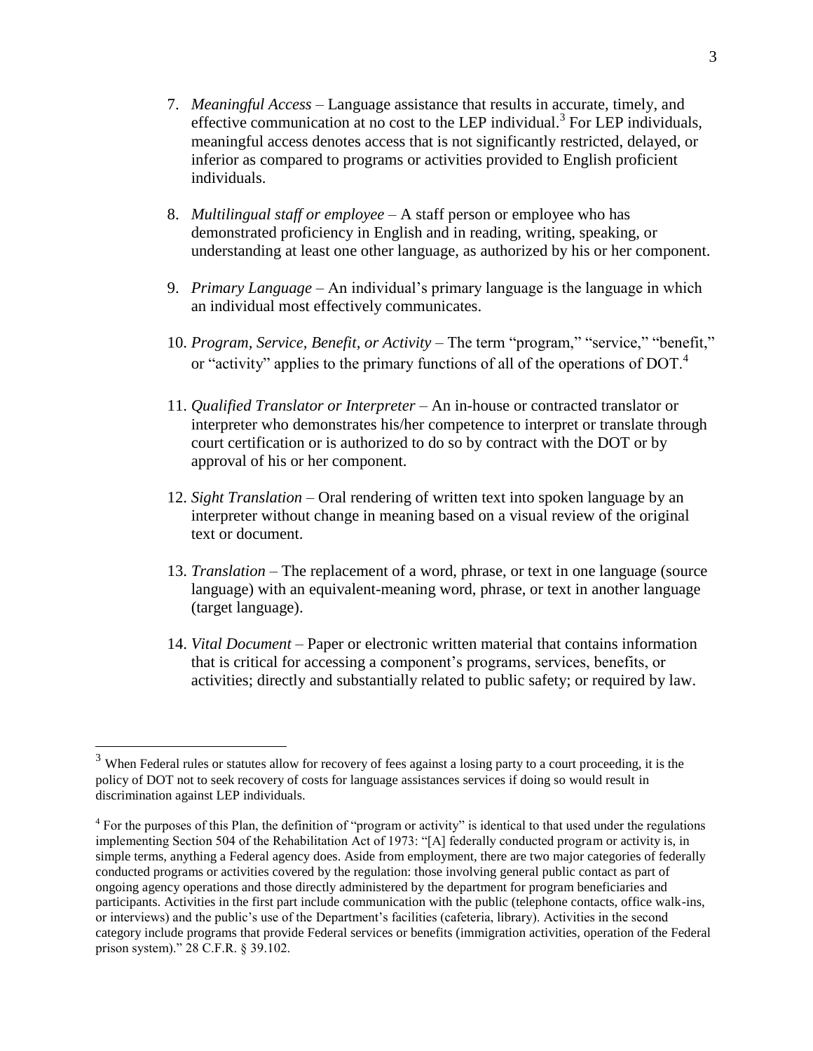7. *Meaningful Access* – Language assistance that results in accurate, timely, and effective communication at no cost to the LEP individual.[3] For LEP individuals, meaningful access denotes access that is not significantly restricted, delayed, or inferior as compared to programs or activities provided to English proficient individuals.

8. *Multilingual staff or employee* – A staff person or employee who has demonstrated proficiency in English and in reading, writing, speaking, or understanding at least one other language, as authorized by his or her component.

9. *Primary Language* – An individual's primary language is the language in which an individual most effectively communicates.

10. *Program, Service, Benefit, or Activity* – The term "program," "service," "benefit," or "activity" applies to the primary functions of all of the operations of DOT.[4]

11. *Qualified Translator or Interpreter* – An in-house or contracted translator or interpreter who demonstrates his/her competence to interpret or translate through court certification or is authorized to do so by contract with the DOT or by approval of his or her component.

12. *Sight Translation* – Oral rendering of written text into spoken language by an interpreter without change in meaning based on a visual review of the original text or document.

13. *Translation* – The replacement of a word, phrase, or text in one language (source language) with an equivalent-meaning word, phrase, or text in another language (target language).

14. *Vital Document* – Paper or electronic written material that contains information that is critical for accessing a component's programs, services, benefits, or activities; directly and substantially related to public safety; or required by law.

---

[3] When Federal rules or statutes allow for recovery of fees against a losing party to a court proceeding, it is the policy of DOT not to seek recovery of costs for language assistances services if doing so would result in discrimination against LEP individuals.

[4] For the purposes of this Plan, the definition of "program or activity" is identical to that used under the regulations implementing Section 504 of the Rehabilitation Act of 1973: "[A] federally conducted program or activity is, in simple terms, anything a Federal agency does. Aside from employment, there are two major categories of federally conducted programs or activities covered by the regulation: those involving general public contact as part of ongoing agency operations and those directly administered by the department for program beneficiaries and participants. Activities in the first part include communication with the public (telephone contacts, office walk-ins, or interviews) and the public's use of the Department's facilities (cafeteria, library). Activities in the second category include programs that provide Federal services or benefits (immigration activities, operation of the Federal prison system)." 28 C.F.R. § 39.102.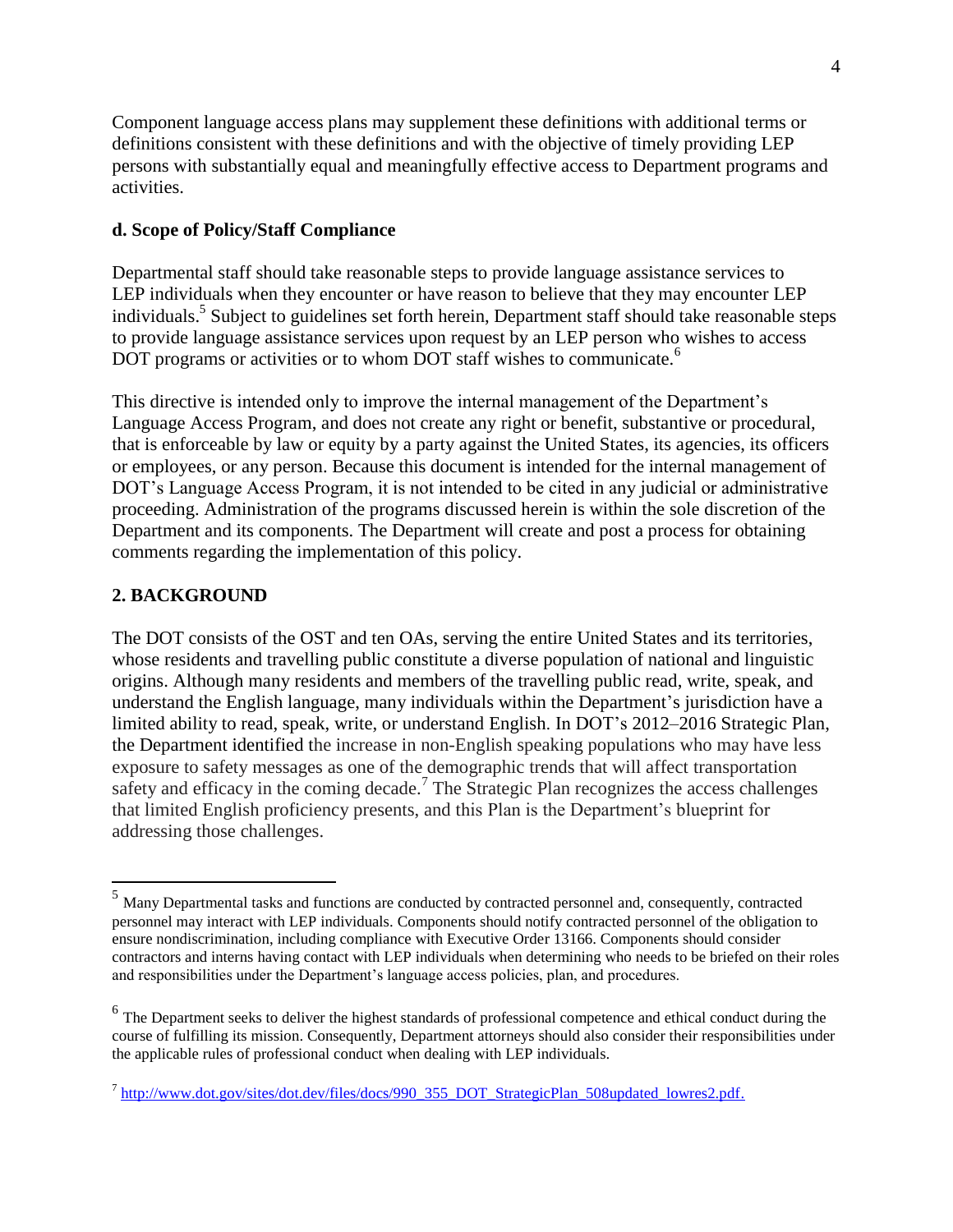Component language access plans may supplement these definitions with additional terms or definitions consistent with these definitions and with the objective of timely providing LEP persons with substantially equal and meaningfully effective access to Department programs and activities.

### d. Scope of Policy/Staff Compliance

Departmental staff should take reasonable steps to provide language assistance services to LEP individuals when they encounter or have reason to believe that they may encounter LEP individuals.[5] Subject to guidelines set forth herein, Department staff should take reasonable steps to provide language assistance services upon request by an LEP person who wishes to access DOT programs or activities or to whom DOT staff wishes to communicate.[6]

This directive is intended only to improve the internal management of the Department's Language Access Program, and does not create any right or benefit, substantive or procedural, that is enforceable by law or equity by a party against the United States, its agencies, its officers or employees, or any person. Because this document is intended for the internal management of DOT's Language Access Program, it is not intended to be cited in any judicial or administrative proceeding. Administration of the programs discussed herein is within the sole discretion of the Department and its components. The Department will create and post a process for obtaining comments regarding the implementation of this policy.

## 2. BACKGROUND

The DOT consists of the OST and ten OAs, serving the entire United States and its territories, whose residents and travelling public constitute a diverse population of national and linguistic origins. Although many residents and members of the travelling public read, write, speak, and understand the English language, many individuals within the Department's jurisdiction have a limited ability to read, speak, write, or understand English. In DOT's 2012–2016 Strategic Plan, the Department identified the increase in non-English speaking populations who may have less exposure to safety messages as one of the demographic trends that will affect transportation safety and efficacy in the coming decade.[7] The Strategic Plan recognizes the access challenges that limited English proficiency presents, and this Plan is the Department's blueprint for addressing those challenges.

---

[5] Many Departmental tasks and functions are conducted by contracted personnel and, consequently, contracted personnel may interact with LEP individuals. Components should notify contracted personnel of the obligation to ensure nondiscrimination, including compliance with Executive Order 13166. Components should consider contractors and interns having contact with LEP individuals when determining who needs to be briefed on their roles and responsibilities under the Department's language access policies, plan, and procedures.

[6] The Department seeks to deliver the highest standards of professional competence and ethical conduct during the course of fulfilling its mission. Consequently, Department attorneys should also consider their responsibilities under the applicable rules of professional conduct when dealing with LEP individuals.

[7] http://www.dot.gov/sites/dot.dev/files/docs/990_355_DOT_StrategicPlan_508updated_lowres2.pdf.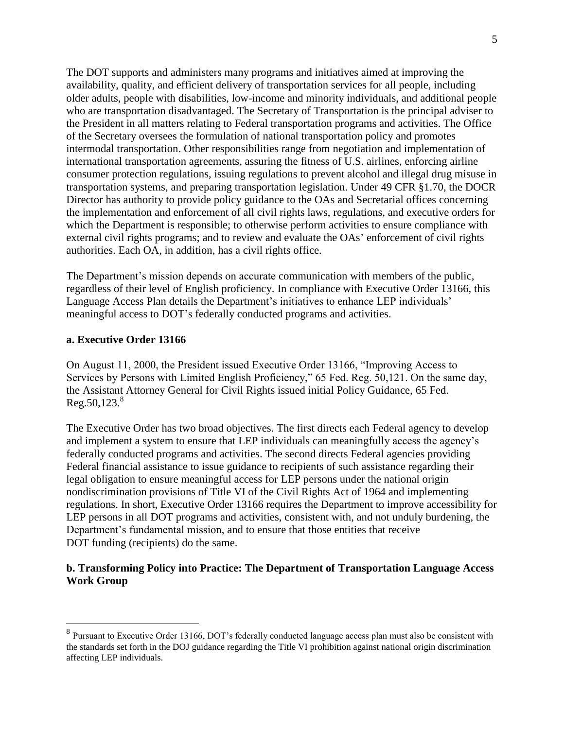The DOT supports and administers many programs and initiatives aimed at improving the availability, quality, and efficient delivery of transportation services for all people, including older adults, people with disabilities, low-income and minority individuals, and additional people who are transportation disadvantaged. The Secretary of Transportation is the principal adviser to the President in all matters relating to Federal transportation programs and activities. The Office of the Secretary oversees the formulation of national transportation policy and promotes intermodal transportation. Other responsibilities range from negotiation and implementation of international transportation agreements, assuring the fitness of U.S. airlines, enforcing airline consumer protection regulations, issuing regulations to prevent alcohol and illegal drug misuse in transportation systems, and preparing transportation legislation. Under 49 CFR §1.70, the DOCR Director has authority to provide policy guidance to the OAs and Secretarial offices concerning the implementation and enforcement of all civil rights laws, regulations, and executive orders for which the Department is responsible; to otherwise perform activities to ensure compliance with external civil rights programs; and to review and evaluate the OAs' enforcement of civil rights authorities. Each OA, in addition, has a civil rights office.

The Department's mission depends on accurate communication with members of the public, regardless of their level of English proficiency. In compliance with Executive Order 13166, this Language Access Plan details the Department's initiatives to enhance LEP individuals' meaningful access to DOT's federally conducted programs and activities.

### a. Executive Order 13166

On August 11, 2000, the President issued Executive Order 13166, "Improving Access to Services by Persons with Limited English Proficiency," 65 Fed. Reg. 50,121. On the same day, the Assistant Attorney General for Civil Rights issued initial Policy Guidance, 65 Fed. Reg.50,123.[8]

The Executive Order has two broad objectives. The first directs each Federal agency to develop and implement a system to ensure that LEP individuals can meaningfully access the agency's federally conducted programs and activities. The second directs Federal agencies providing Federal financial assistance to issue guidance to recipients of such assistance regarding their legal obligation to ensure meaningful access for LEP persons under the national origin nondiscrimination provisions of Title VI of the Civil Rights Act of 1964 and implementing regulations. In short, Executive Order 13166 requires the Department to improve accessibility for LEP persons in all DOT programs and activities, consistent with, and not unduly burdening, the Department's fundamental mission, and to ensure that those entities that receive DOT funding (recipients) do the same.

### b. Transforming Policy into Practice: The Department of Transportation Language Access Work Group

---

[8] Pursuant to Executive Order 13166, DOT's federally conducted language access plan must also be consistent with the standards set forth in the DOJ guidance regarding the Title VI prohibition against national origin discrimination affecting LEP individuals.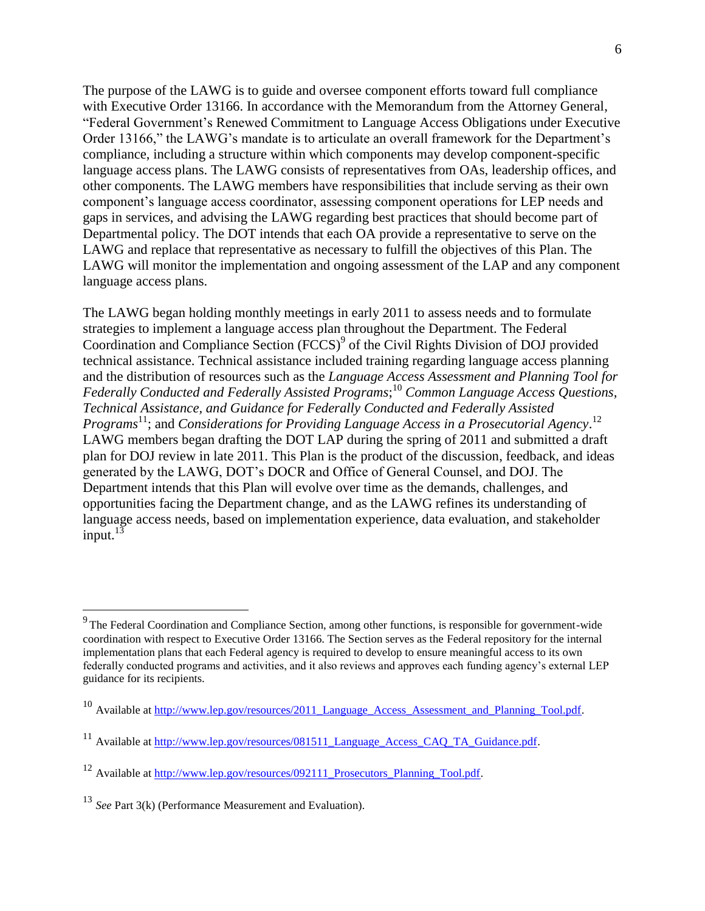The purpose of the LAWG is to guide and oversee component efforts toward full compliance with Executive Order 13166. In accordance with the Memorandum from the Attorney General, "Federal Government's Renewed Commitment to Language Access Obligations under Executive Order 13166," the LAWG's mandate is to articulate an overall framework for the Department's compliance, including a structure within which components may develop component-specific language access plans. The LAWG consists of representatives from OAs, leadership offices, and other components. The LAWG members have responsibilities that include serving as their own component's language access coordinator, assessing component operations for LEP needs and gaps in services, and advising the LAWG regarding best practices that should become part of Departmental policy. The DOT intends that each OA provide a representative to serve on the LAWG and replace that representative as necessary to fulfill the objectives of this Plan. The LAWG will monitor the implementation and ongoing assessment of the LAP and any component language access plans.

The LAWG began holding monthly meetings in early 2011 to assess needs and to formulate strategies to implement a language access plan throughout the Department. The Federal Coordination and Compliance Section (FCCS)[9] of the Civil Rights Division of DOJ provided technical assistance. Technical assistance included training regarding language access planning and the distribution of resources such as the *Language Access Assessment and Planning Tool for Federally Conducted and Federally Assisted Programs*;[10] *Common Language Access Questions, Technical Assistance, and Guidance for Federally Conducted and Federally Assisted Programs*[11]; and *Considerations for Providing Language Access in a Prosecutorial Agency*.[12] LAWG members began drafting the DOT LAP during the spring of 2011 and submitted a draft plan for DOJ review in late 2011. This Plan is the product of the discussion, feedback, and ideas generated by the LAWG, DOT's DOCR and Office of General Counsel, and DOJ. The Department intends that this Plan will evolve over time as the demands, challenges, and opportunities facing the Department change, and as the LAWG refines its understanding of language access needs, based on implementation experience, data evaluation, and stakeholder input.[13]

---

[9] The Federal Coordination and Compliance Section, among other functions, is responsible for government-wide coordination with respect to Executive Order 13166. The Section serves as the Federal repository for the internal implementation plans that each Federal agency is required to develop to ensure meaningful access to its own federally conducted programs and activities, and it also reviews and approves each funding agency's external LEP guidance for its recipients.

[10] Available at http://www.lep.gov/resources/2011_Language_Access_Assessment_and_Planning_Tool.pdf.

[11] Available at http://www.lep.gov/resources/081511_Language_Access_CAQ_TA_Guidance.pdf.

[12] Available at http://www.lep.gov/resources/092111_Prosecutors_Planning_Tool.pdf.

[13] *See* Part 3(k) (Performance Measurement and Evaluation).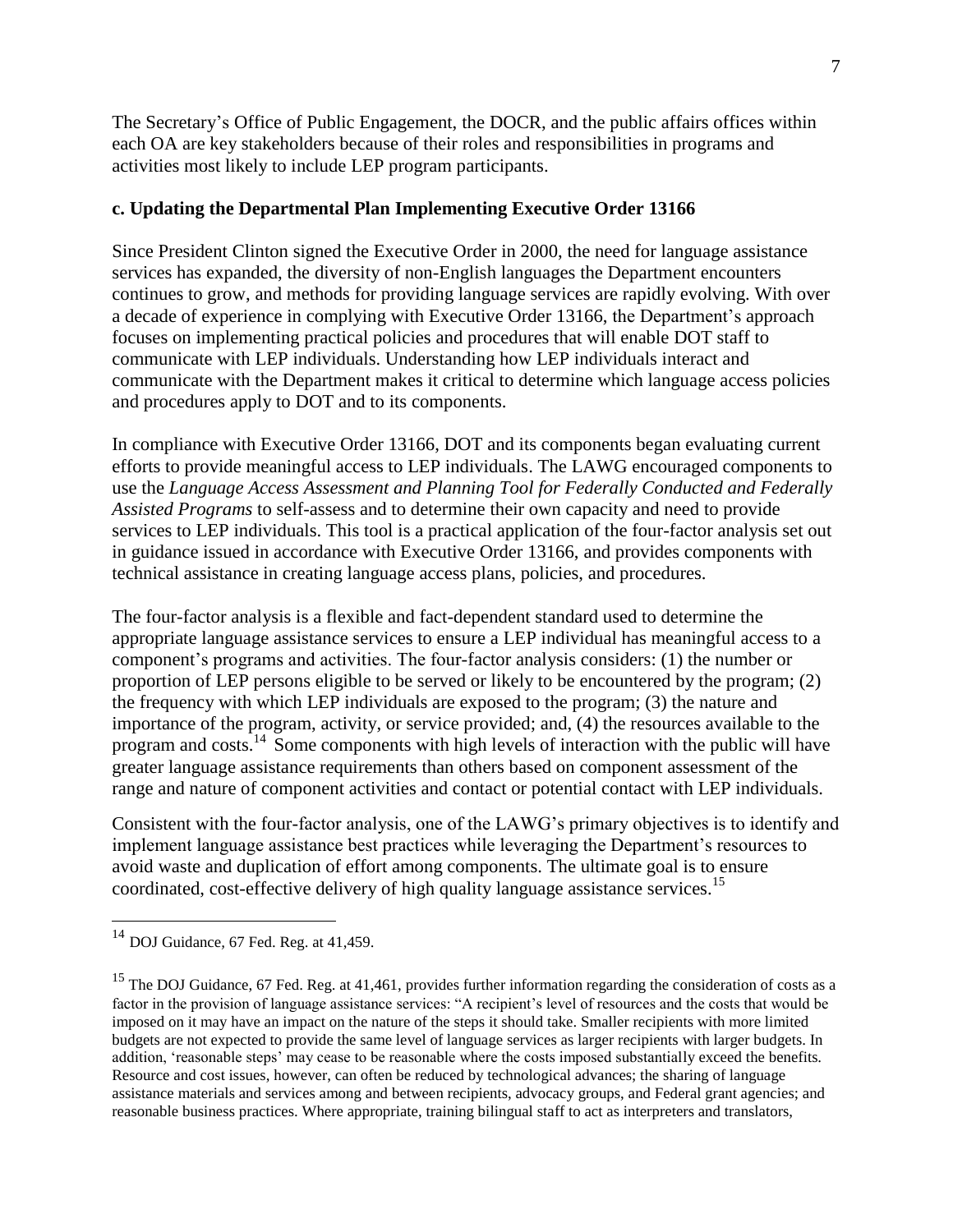The Secretary's Office of Public Engagement, the DOCR, and the public affairs offices within each OA are key stakeholders because of their roles and responsibilities in programs and activities most likely to include LEP program participants.

**c. Updating the Departmental Plan Implementing Executive Order 13166**

Since President Clinton signed the Executive Order in 2000, the need for language assistance services has expanded, the diversity of non-English languages the Department encounters continues to grow, and methods for providing language services are rapidly evolving. With over a decade of experience in complying with Executive Order 13166, the Department's approach focuses on implementing practical policies and procedures that will enable DOT staff to communicate with LEP individuals. Understanding how LEP individuals interact and communicate with the Department makes it critical to determine which language access policies and procedures apply to DOT and to its components.

In compliance with Executive Order 13166, DOT and its components began evaluating current efforts to provide meaningful access to LEP individuals. The LAWG encouraged components to use the *Language Access Assessment and Planning Tool for Federally Conducted and Federally Assisted Programs* to self-assess and to determine their own capacity and need to provide services to LEP individuals. This tool is a practical application of the four-factor analysis set out in guidance issued in accordance with Executive Order 13166, and provides components with technical assistance in creating language access plans, policies, and procedures.

The four-factor analysis is a flexible and fact-dependent standard used to determine the appropriate language assistance services to ensure a LEP individual has meaningful access to a component's programs and activities. The four-factor analysis considers: (1) the number or proportion of LEP persons eligible to be served or likely to be encountered by the program; (2) the frequency with which LEP individuals are exposed to the program; (3) the nature and importance of the program, activity, or service provided; and, (4) the resources available to the program and costs.[14] Some components with high levels of interaction with the public will have greater language assistance requirements than others based on component assessment of the range and nature of component activities and contact or potential contact with LEP individuals.

Consistent with the four-factor analysis, one of the LAWG's primary objectives is to identify and implement language assistance best practices while leveraging the Department's resources to avoid waste and duplication of effort among components. The ultimate goal is to ensure coordinated, cost-effective delivery of high quality language assistance services.[15]

---

[14] DOJ Guidance, 67 Fed. Reg. at 41,459.

[15] The DOJ Guidance, 67 Fed. Reg. at 41,461, provides further information regarding the consideration of costs as a factor in the provision of language assistance services: "A recipient's level of resources and the costs that would be imposed on it may have an impact on the nature of the steps it should take. Smaller recipients with more limited budgets are not expected to provide the same level of language services as larger recipients with larger budgets. In addition, 'reasonable steps' may cease to be reasonable where the costs imposed substantially exceed the benefits. Resource and cost issues, however, can often be reduced by technological advances; the sharing of language assistance materials and services among and between recipients, advocacy groups, and Federal grant agencies; and reasonable business practices. Where appropriate, training bilingual staff to act as interpreters and translators,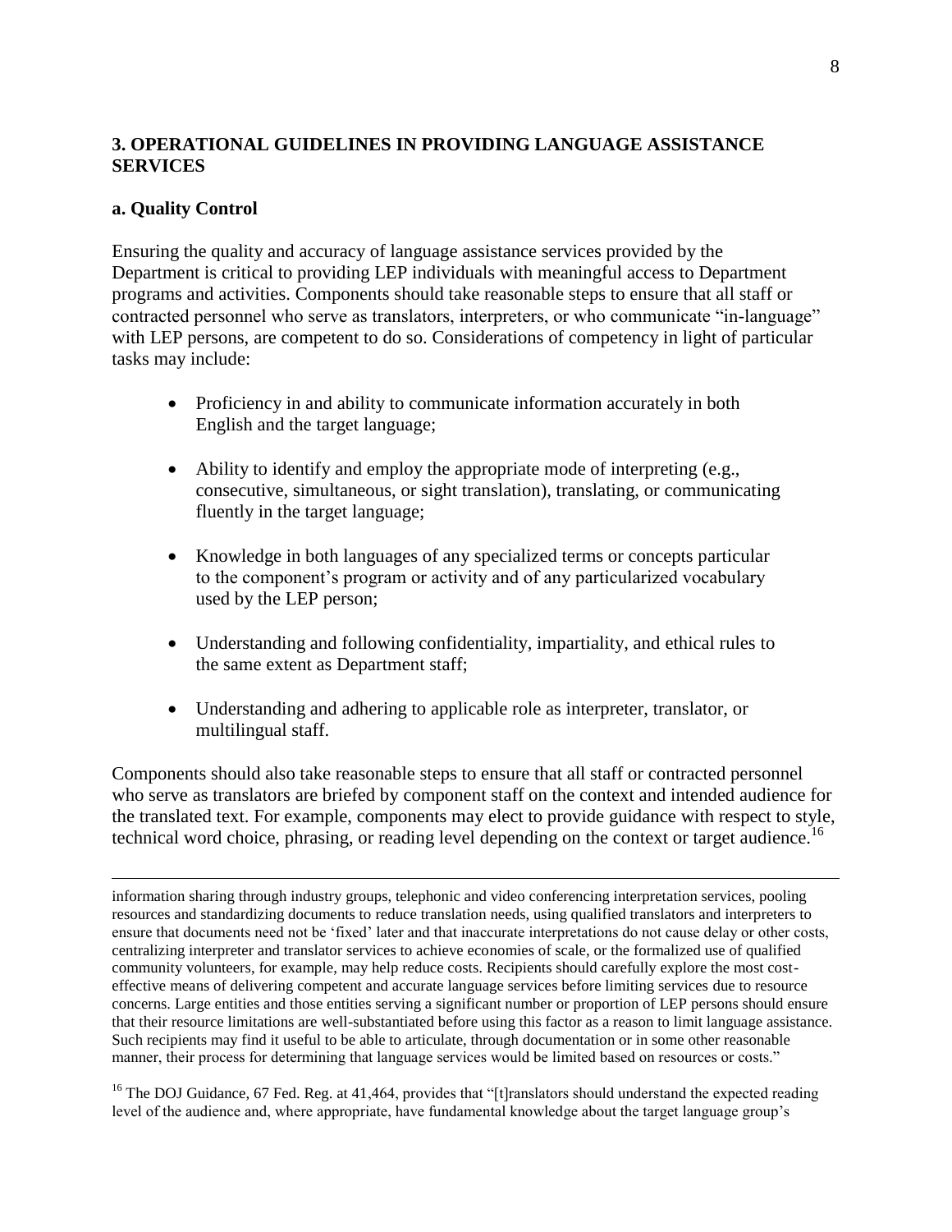## 3. OPERATIONAL GUIDELINES IN PROVIDING LANGUAGE ASSISTANCE SERVICES

### a. Quality Control

Ensuring the quality and accuracy of language assistance services provided by the Department is critical to providing LEP individuals with meaningful access to Department programs and activities. Components should take reasonable steps to ensure that all staff or contracted personnel who serve as translators, interpreters, or who communicate "in-language" with LEP persons, are competent to do so. Considerations of competency in light of particular tasks may include:

- Proficiency in and ability to communicate information accurately in both English and the target language;
- Ability to identify and employ the appropriate mode of interpreting (e.g., consecutive, simultaneous, or sight translation), translating, or communicating fluently in the target language;
- Knowledge in both languages of any specialized terms or concepts particular to the component's program or activity and of any particularized vocabulary used by the LEP person;
- Understanding and following confidentiality, impartiality, and ethical rules to the same extent as Department staff;
- Understanding and adhering to applicable role as interpreter, translator, or multilingual staff.

Components should also take reasonable steps to ensure that all staff or contracted personnel who serve as translators are briefed by component staff on the context and intended audience for the translated text. For example, components may elect to provide guidance with respect to style, technical word choice, phrasing, or reading level depending on the context or target audience.[16]

---

information sharing through industry groups, telephonic and video conferencing interpretation services, pooling resources and standardizing documents to reduce translation needs, using qualified translators and interpreters to ensure that documents need not be 'fixed' later and that inaccurate interpretations do not cause delay or other costs, centralizing interpreter and translator services to achieve economies of scale, or the formalized use of qualified community volunteers, for example, may help reduce costs. Recipients should carefully explore the most cost-effective means of delivering competent and accurate language services before limiting services due to resource concerns. Large entities and those entities serving a significant number or proportion of LEP persons should ensure that their resource limitations are well-substantiated before using this factor as a reason to limit language assistance. Such recipients may find it useful to be able to articulate, through documentation or in some other reasonable manner, their process for determining that language services would be limited based on resources or costs."

[16] The DOJ Guidance, 67 Fed. Reg. at 41,464, provides that "[t]ranslators should understand the expected reading level of the audience and, where appropriate, have fundamental knowledge about the target language group's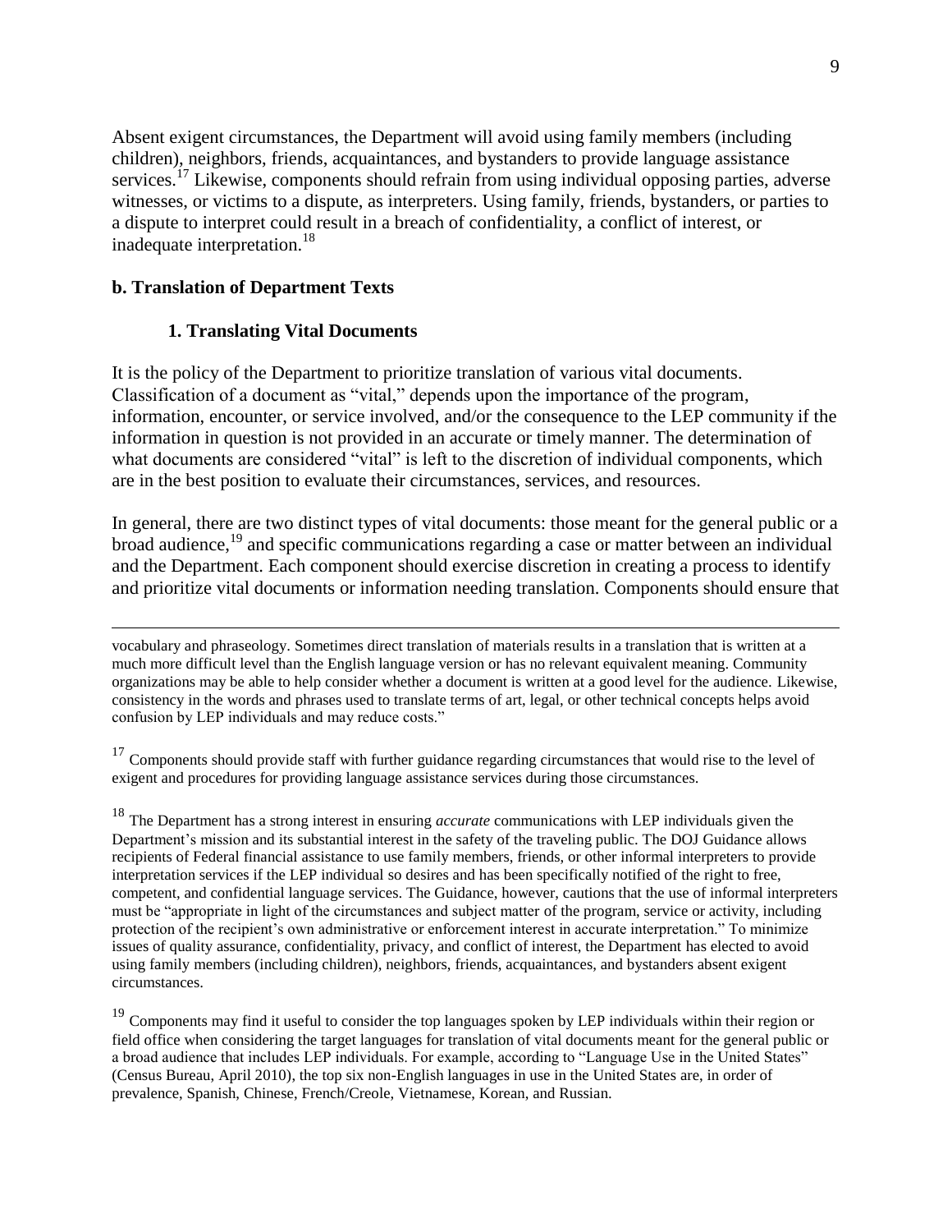Absent exigent circumstances, the Department will avoid using family members (including children), neighbors, friends, acquaintances, and bystanders to provide language assistance services.[17] Likewise, components should refrain from using individual opposing parties, adverse witnesses, or victims to a dispute, as interpreters. Using family, friends, bystanders, or parties to a dispute to interpret could result in a breach of confidentiality, a conflict of interest, or inadequate interpretation.[18]

**b. Translation of Department Texts**

**1. Translating Vital Documents**

It is the policy of the Department to prioritize translation of various vital documents. Classification of a document as "vital," depends upon the importance of the program, information, encounter, or service involved, and/or the consequence to the LEP community if the information in question is not provided in an accurate or timely manner. The determination of what documents are considered "vital" is left to the discretion of individual components, which are in the best position to evaluate their circumstances, services, and resources.

In general, there are two distinct types of vital documents: those meant for the general public or a broad audience,[19] and specific communications regarding a case or matter between an individual and the Department. Each component should exercise discretion in creating a process to identify and prioritize vital documents or information needing translation. Components should ensure that

---

vocabulary and phraseology. Sometimes direct translation of materials results in a translation that is written at a much more difficult level than the English language version or has no relevant equivalent meaning. Community organizations may be able to help consider whether a document is written at a good level for the audience. Likewise, consistency in the words and phrases used to translate terms of art, legal, or other technical concepts helps avoid confusion by LEP individuals and may reduce costs."

[17] Components should provide staff with further guidance regarding circumstances that would rise to the level of exigent and procedures for providing language assistance services during those circumstances.

[18] The Department has a strong interest in ensuring *accurate* communications with LEP individuals given the Department's mission and its substantial interest in the safety of the traveling public. The DOJ Guidance allows recipients of Federal financial assistance to use family members, friends, or other informal interpreters to provide interpretation services if the LEP individual so desires and has been specifically notified of the right to free, competent, and confidential language services. The Guidance, however, cautions that the use of informal interpreters must be "appropriate in light of the circumstances and subject matter of the program, service or activity, including protection of the recipient's own administrative or enforcement interest in accurate interpretation." To minimize issues of quality assurance, confidentiality, privacy, and conflict of interest, the Department has elected to avoid using family members (including children), neighbors, friends, acquaintances, and bystanders absent exigent circumstances.

[19] Components may find it useful to consider the top languages spoken by LEP individuals within their region or field office when considering the target languages for translation of vital documents meant for the general public or a broad audience that includes LEP individuals. For example, according to "Language Use in the United States" (Census Bureau, April 2010), the top six non-English languages in use in the United States are, in order of prevalence, Spanish, Chinese, French/Creole, Vietnamese, Korean, and Russian.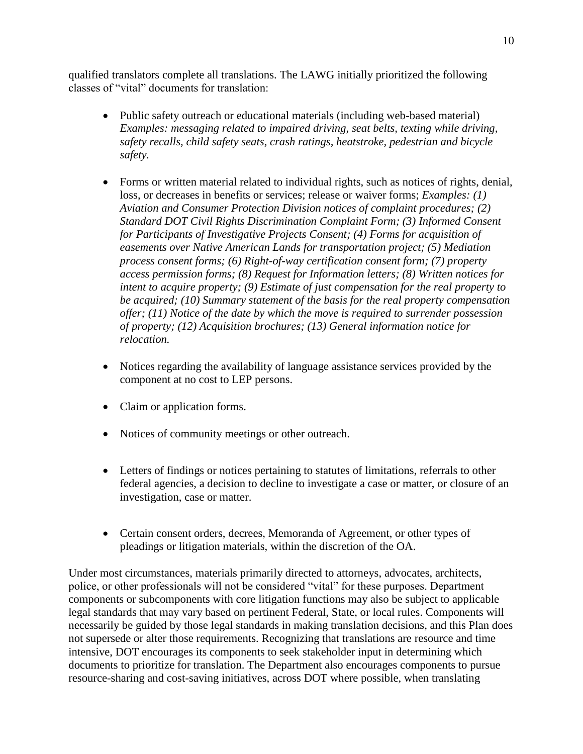qualified translators complete all translations. The LAWG initially prioritized the following classes of "vital" documents for translation:

- Public safety outreach or educational materials (including web-based material) *Examples: messaging related to impaired driving, seat belts, texting while driving, safety recalls, child safety seats, crash ratings, heatstroke, pedestrian and bicycle safety.*

- Forms or written material related to individual rights, such as notices of rights, denial, loss, or decreases in benefits or services; release or waiver forms; *Examples: (1) Aviation and Consumer Protection Division notices of complaint procedures; (2) Standard DOT Civil Rights Discrimination Complaint Form; (3) Informed Consent for Participants of Investigative Projects Consent; (4) Forms for acquisition of easements over Native American Lands for transportation project; (5) Mediation process consent forms; (6) Right-of-way certification consent form; (7) property access permission forms; (8) Request for Information letters; (8) Written notices for intent to acquire property; (9) Estimate of just compensation for the real property to be acquired; (10) Summary statement of the basis for the real property compensation offer; (11) Notice of the date by which the move is required to surrender possession of property; (12) Acquisition brochures; (13) General information notice for relocation.*

- Notices regarding the availability of language assistance services provided by the component at no cost to LEP persons.

- Claim or application forms.

- Notices of community meetings or other outreach.

- Letters of findings or notices pertaining to statutes of limitations, referrals to other federal agencies, a decision to decline to investigate a case or matter, or closure of an investigation, case or matter.

- Certain consent orders, decrees, Memoranda of Agreement, or other types of pleadings or litigation materials, within the discretion of the OA.

Under most circumstances, materials primarily directed to attorneys, advocates, architects, police, or other professionals will not be considered "vital" for these purposes. Department components or subcomponents with core litigation functions may also be subject to applicable legal standards that may vary based on pertinent Federal, State, or local rules. Components will necessarily be guided by those legal standards in making translation decisions, and this Plan does not supersede or alter those requirements. Recognizing that translations are resource and time intensive, DOT encourages its components to seek stakeholder input in determining which documents to prioritize for translation. The Department also encourages components to pursue resource-sharing and cost-saving initiatives, across DOT where possible, when translating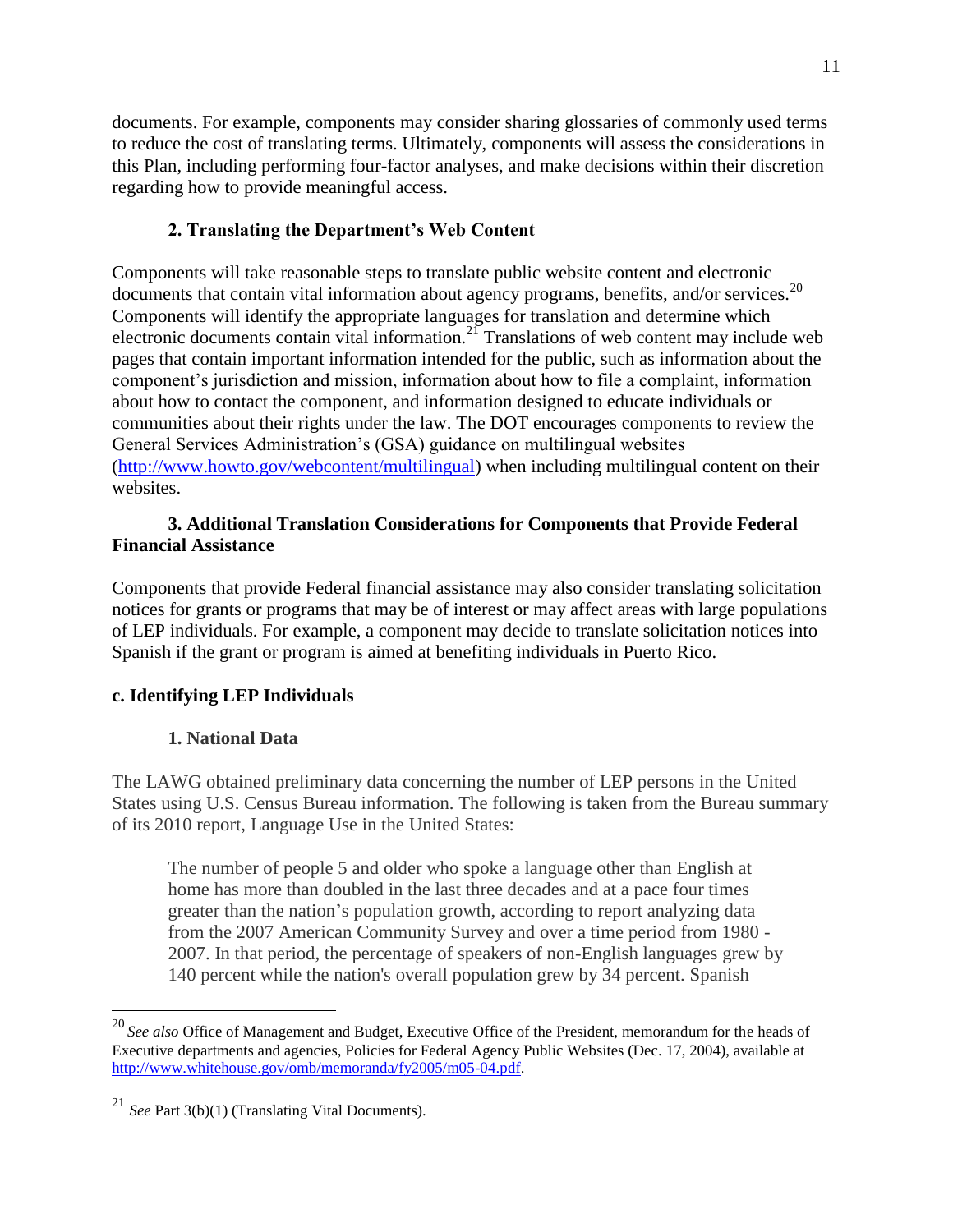documents. For example, components may consider sharing glossaries of commonly used terms to reduce the cost of translating terms. Ultimately, components will assess the considerations in this Plan, including performing four-factor analyses, and make decisions within their discretion regarding how to provide meaningful access.

### 2. Translating the Department's Web Content

Components will take reasonable steps to translate public website content and electronic documents that contain vital information about agency programs, benefits, and/or services.[20] Components will identify the appropriate languages for translation and determine which electronic documents contain vital information.[21] Translations of web content may include web pages that contain important information intended for the public, such as information about the component's jurisdiction and mission, information about how to file a complaint, information about how to contact the component, and information designed to educate individuals or communities about their rights under the law. The DOT encourages components to review the General Services Administration's (GSA) guidance on multilingual websites (http://www.howto.gov/webcontent/multilingual) when including multilingual content on their websites.

### 3. Additional Translation Considerations for Components that Provide Federal Financial Assistance

Components that provide Federal financial assistance may also consider translating solicitation notices for grants or programs that may be of interest or may affect areas with large populations of LEP individuals. For example, a component may decide to translate solicitation notices into Spanish if the grant or program is aimed at benefiting individuals in Puerto Rico.

## c. Identifying LEP Individuals

### 1. National Data

The LAWG obtained preliminary data concerning the number of LEP persons in the United States using U.S. Census Bureau information. The following is taken from the Bureau summary of its 2010 report, Language Use in the United States:

> The number of people 5 and older who spoke a language other than English at home has more than doubled in the last three decades and at a pace four times greater than the nation's population growth, according to report analyzing data from the 2007 American Community Survey and over a time period from 1980 - 2007. In that period, the percentage of speakers of non-English languages grew by 140 percent while the nation's overall population grew by 34 percent. Spanish

---

[20] *See also* Office of Management and Budget, Executive Office of the President, memorandum for the heads of Executive departments and agencies, Policies for Federal Agency Public Websites (Dec. 17, 2004), available at http://www.whitehouse.gov/omb/memoranda/fy2005/m05-04.pdf.

[21] *See* Part 3(b)(1) (Translating Vital Documents).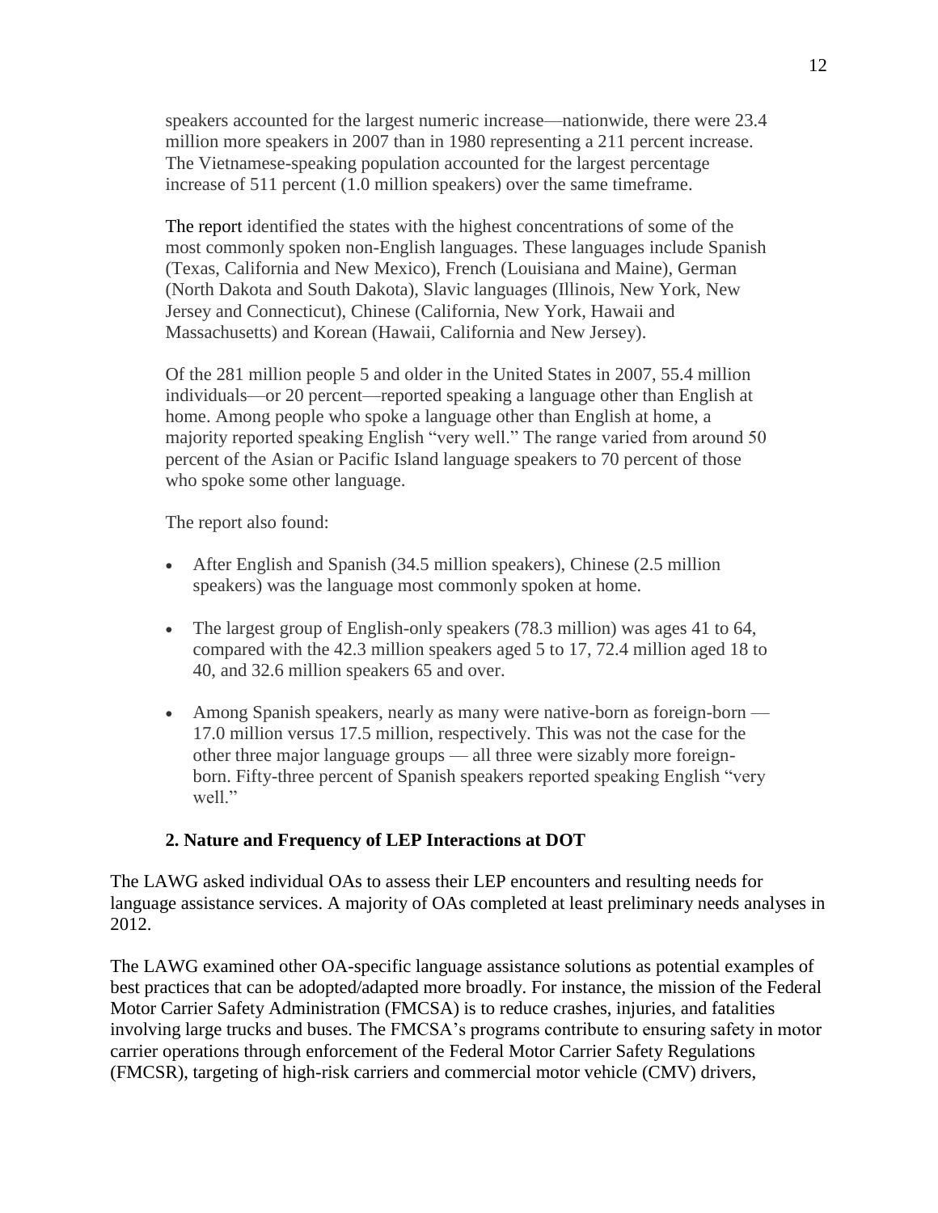speakers accounted for the largest numeric increase—nationwide, there were 23.4 million more speakers in 2007 than in 1980 representing a 211 percent increase. The Vietnamese-speaking population accounted for the largest percentage increase of 511 percent (1.0 million speakers) over the same timeframe.

The report identified the states with the highest concentrations of some of the most commonly spoken non-English languages. These languages include Spanish (Texas, California and New Mexico), French (Louisiana and Maine), German (North Dakota and South Dakota), Slavic languages (Illinois, New York, New Jersey and Connecticut), Chinese (California, New York, Hawaii and Massachusetts) and Korean (Hawaii, California and New Jersey).

Of the 281 million people 5 and older in the United States in 2007, 55.4 million individuals—or 20 percent—reported speaking a language other than English at home. Among people who spoke a language other than English at home, a majority reported speaking English "very well." The range varied from around 50 percent of the Asian or Pacific Island language speakers to 70 percent of those who spoke some other language.

The report also found:

- After English and Spanish (34.5 million speakers), Chinese (2.5 million speakers) was the language most commonly spoken at home.
- The largest group of English-only speakers (78.3 million) was ages 41 to 64, compared with the 42.3 million speakers aged 5 to 17, 72.4 million aged 18 to 40, and 32.6 million speakers 65 and over.
- Among Spanish speakers, nearly as many were native-born as foreign-born — 17.0 million versus 17.5 million, respectively. This was not the case for the other three major language groups — all three were sizably more foreign-born. Fifty-three percent of Spanish speakers reported speaking English "very well."

### 2. Nature and Frequency of LEP Interactions at DOT

The LAWG asked individual OAs to assess their LEP encounters and resulting needs for language assistance services. A majority of OAs completed at least preliminary needs analyses in 2012.

The LAWG examined other OA-specific language assistance solutions as potential examples of best practices that can be adopted/adapted more broadly. For instance, the mission of the Federal Motor Carrier Safety Administration (FMCSA) is to reduce crashes, injuries, and fatalities involving large trucks and buses. The FMCSA's programs contribute to ensuring safety in motor carrier operations through enforcement of the Federal Motor Carrier Safety Regulations (FMCSR), targeting of high-risk carriers and commercial motor vehicle (CMV) drivers,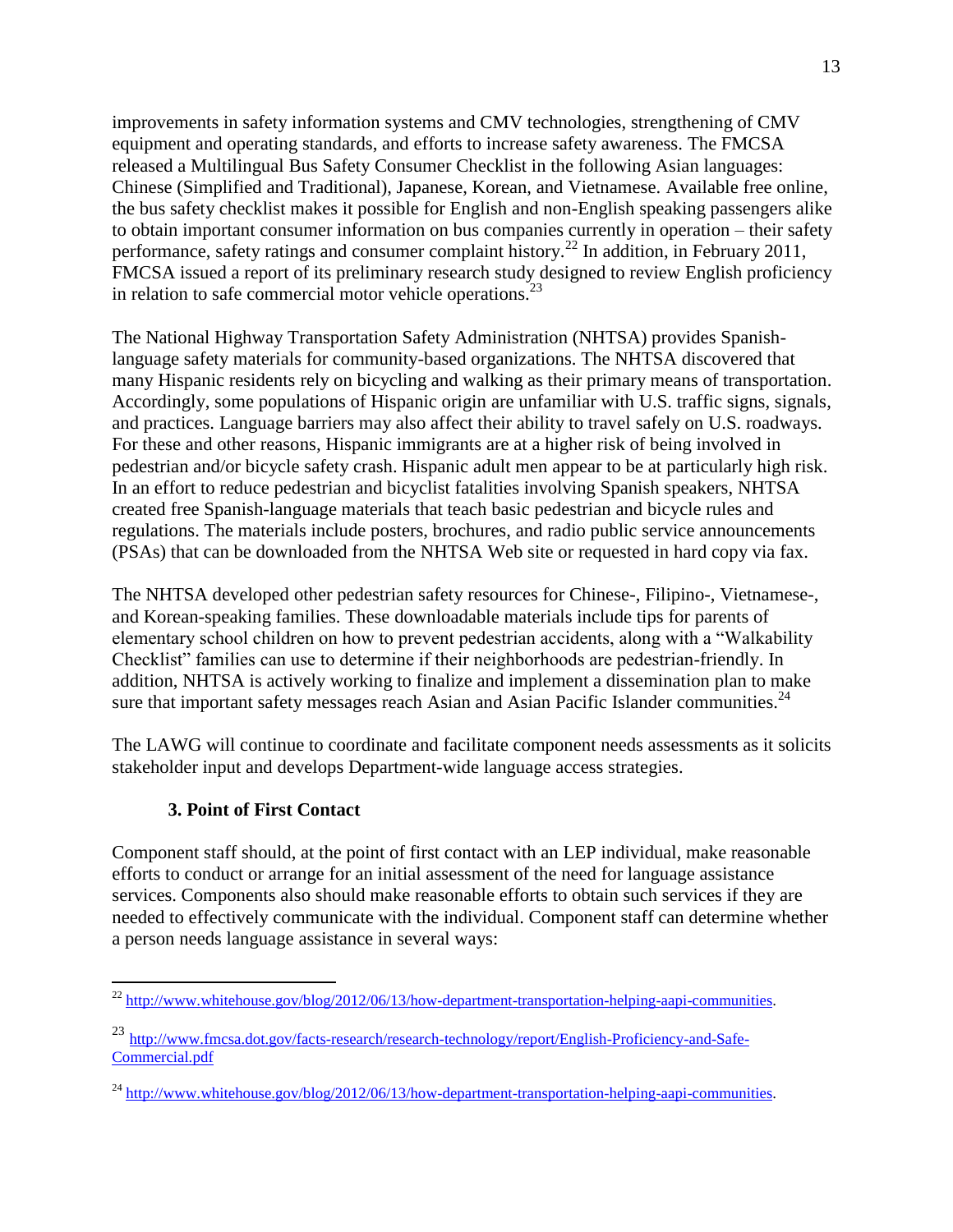improvements in safety information systems and CMV technologies, strengthening of CMV equipment and operating standards, and efforts to increase safety awareness. The FMCSA released a Multilingual Bus Safety Consumer Checklist in the following Asian languages: Chinese (Simplified and Traditional), Japanese, Korean, and Vietnamese. Available free online, the bus safety checklist makes it possible for English and non-English speaking passengers alike to obtain important consumer information on bus companies currently in operation – their safety performance, safety ratings and consumer complaint history.[22] In addition, in February 2011, FMCSA issued a report of its preliminary research study designed to review English proficiency in relation to safe commercial motor vehicle operations.[23]

The National Highway Transportation Safety Administration (NHTSA) provides Spanish-language safety materials for community-based organizations. The NHTSA discovered that many Hispanic residents rely on bicycling and walking as their primary means of transportation. Accordingly, some populations of Hispanic origin are unfamiliar with U.S. traffic signs, signals, and practices. Language barriers may also affect their ability to travel safely on U.S. roadways. For these and other reasons, Hispanic immigrants are at a higher risk of being involved in pedestrian and/or bicycle safety crash. Hispanic adult men appear to be at particularly high risk. In an effort to reduce pedestrian and bicyclist fatalities involving Spanish speakers, NHTSA created free Spanish-language materials that teach basic pedestrian and bicycle rules and regulations. The materials include posters, brochures, and radio public service announcements (PSAs) that can be downloaded from the NHTSA Web site or requested in hard copy via fax.

The NHTSA developed other pedestrian safety resources for Chinese-, Filipino-, Vietnamese-, and Korean-speaking families. These downloadable materials include tips for parents of elementary school children on how to prevent pedestrian accidents, along with a "Walkability Checklist" families can use to determine if their neighborhoods are pedestrian-friendly. In addition, NHTSA is actively working to finalize and implement a dissemination plan to make sure that important safety messages reach Asian and Asian Pacific Islander communities.[24]

The LAWG will continue to coordinate and facilitate component needs assessments as it solicits stakeholder input and develops Department-wide language access strategies.

### 3. Point of First Contact

Component staff should, at the point of first contact with an LEP individual, make reasonable efforts to conduct or arrange for an initial assessment of the need for language assistance services. Components also should make reasonable efforts to obtain such services if they are needed to effectively communicate with the individual. Component staff can determine whether a person needs language assistance in several ways:

---

[22] http://www.whitehouse.gov/blog/2012/06/13/how-department-transportation-helping-aapi-communities.

[23] http://www.fmcsa.dot.gov/facts-research/research-technology/report/English-Proficiency-and-Safe-Commercial.pdf

[24] http://www.whitehouse.gov/blog/2012/06/13/how-department-transportation-helping-aapi-communities.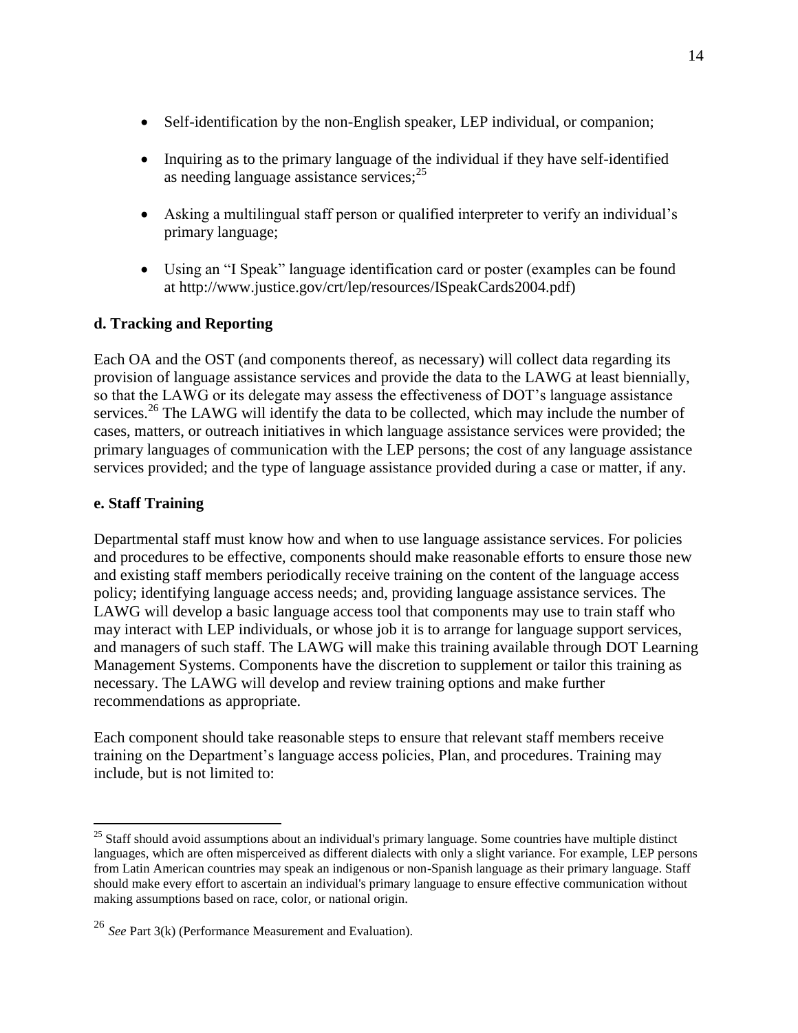- Self-identification by the non-English speaker, LEP individual, or companion;
- Inquiring as to the primary language of the individual if they have self-identified as needing language assistance services;[25]
- Asking a multilingual staff person or qualified interpreter to verify an individual's primary language;
- Using an "I Speak" language identification card or poster (examples can be found at http://www.justice.gov/crt/lep/resources/ISpeakCards2004.pdf)

**d. Tracking and Reporting**

Each OA and the OST (and components thereof, as necessary) will collect data regarding its provision of language assistance services and provide the data to the LAWG at least biennially, so that the LAWG or its delegate may assess the effectiveness of DOT's language assistance services.[26] The LAWG will identify the data to be collected, which may include the number of cases, matters, or outreach initiatives in which language assistance services were provided; the primary languages of communication with the LEP persons; the cost of any language assistance services provided; and the type of language assistance provided during a case or matter, if any.

**e. Staff Training**

Departmental staff must know how and when to use language assistance services. For policies and procedures to be effective, components should make reasonable efforts to ensure those new and existing staff members periodically receive training on the content of the language access policy; identifying language access needs; and, providing language assistance services. The LAWG will develop a basic language access tool that components may use to train staff who may interact with LEP individuals, or whose job it is to arrange for language support services, and managers of such staff. The LAWG will make this training available through DOT Learning Management Systems. Components have the discretion to supplement or tailor this training as necessary. The LAWG will develop and review training options and make further recommendations as appropriate.

Each component should take reasonable steps to ensure that relevant staff members receive training on the Department's language access policies, Plan, and procedures. Training may include, but is not limited to:

---

[25] Staff should avoid assumptions about an individual's primary language. Some countries have multiple distinct languages, which are often misperceived as different dialects with only a slight variance. For example, LEP persons from Latin American countries may speak an indigenous or non-Spanish language as their primary language. Staff should make every effort to ascertain an individual's primary language to ensure effective communication without making assumptions based on race, color, or national origin.

[26] *See* Part 3(k) (Performance Measurement and Evaluation).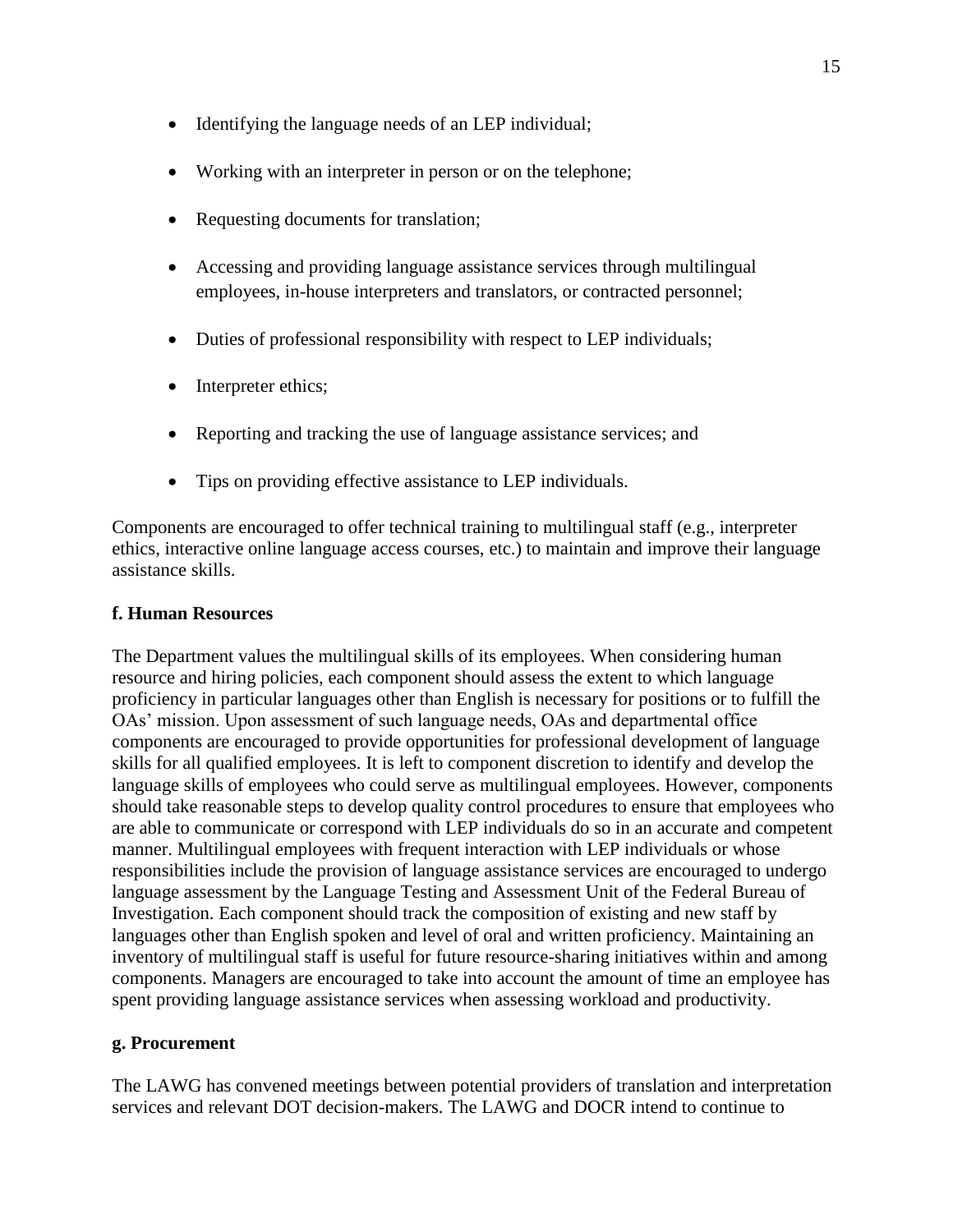- Identifying the language needs of an LEP individual;
- Working with an interpreter in person or on the telephone;
- Requesting documents for translation;
- Accessing and providing language assistance services through multilingual employees, in-house interpreters and translators, or contracted personnel;
- Duties of professional responsibility with respect to LEP individuals;
- Interpreter ethics;
- Reporting and tracking the use of language assistance services; and
- Tips on providing effective assistance to LEP individuals.

Components are encouraged to offer technical training to multilingual staff (e.g., interpreter ethics, interactive online language access courses, etc.) to maintain and improve their language assistance skills.

**f. Human Resources**

The Department values the multilingual skills of its employees. When considering human resource and hiring policies, each component should assess the extent to which language proficiency in particular languages other than English is necessary for positions or to fulfill the OAs' mission. Upon assessment of such language needs, OAs and departmental office components are encouraged to provide opportunities for professional development of language skills for all qualified employees. It is left to component discretion to identify and develop the language skills of employees who could serve as multilingual employees. However, components should take reasonable steps to develop quality control procedures to ensure that employees who are able to communicate or correspond with LEP individuals do so in an accurate and competent manner. Multilingual employees with frequent interaction with LEP individuals or whose responsibilities include the provision of language assistance services are encouraged to undergo language assessment by the Language Testing and Assessment Unit of the Federal Bureau of Investigation. Each component should track the composition of existing and new staff by languages other than English spoken and level of oral and written proficiency. Maintaining an inventory of multilingual staff is useful for future resource-sharing initiatives within and among components. Managers are encouraged to take into account the amount of time an employee has spent providing language assistance services when assessing workload and productivity.

**g. Procurement**

The LAWG has convened meetings between potential providers of translation and interpretation services and relevant DOT decision-makers. The LAWG and DOCR intend to continue to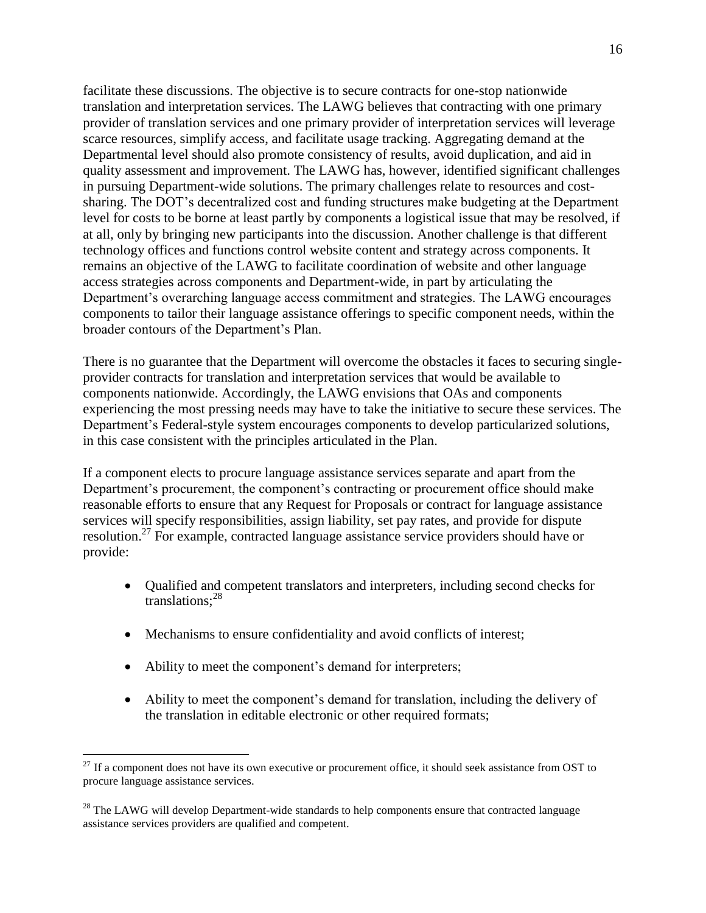facilitate these discussions. The objective is to secure contracts for one-stop nationwide translation and interpretation services. The LAWG believes that contracting with one primary provider of translation services and one primary provider of interpretation services will leverage scarce resources, simplify access, and facilitate usage tracking. Aggregating demand at the Departmental level should also promote consistency of results, avoid duplication, and aid in quality assessment and improvement. The LAWG has, however, identified significant challenges in pursuing Department-wide solutions. The primary challenges relate to resources and cost-sharing. The DOT's decentralized cost and funding structures make budgeting at the Department level for costs to be borne at least partly by components a logistical issue that may be resolved, if at all, only by bringing new participants into the discussion. Another challenge is that different technology offices and functions control website content and strategy across components. It remains an objective of the LAWG to facilitate coordination of website and other language access strategies across components and Department-wide, in part by articulating the Department's overarching language access commitment and strategies. The LAWG encourages components to tailor their language assistance offerings to specific component needs, within the broader contours of the Department's Plan.

There is no guarantee that the Department will overcome the obstacles it faces to securing single-provider contracts for translation and interpretation services that would be available to components nationwide. Accordingly, the LAWG envisions that OAs and components experiencing the most pressing needs may have to take the initiative to secure these services. The Department's Federal-style system encourages components to develop particularized solutions, in this case consistent with the principles articulated in the Plan.

If a component elects to procure language assistance services separate and apart from the Department's procurement, the component's contracting or procurement office should make reasonable efforts to ensure that any Request for Proposals or contract for language assistance services will specify responsibilities, assign liability, set pay rates, and provide for dispute resolution.[27] For example, contracted language assistance service providers should have or provide:

- Qualified and competent translators and interpreters, including second checks for translations;[28]
- Mechanisms to ensure confidentiality and avoid conflicts of interest;
- Ability to meet the component's demand for interpreters;
- Ability to meet the component's demand for translation, including the delivery of the translation in editable electronic or other required formats;

[27] If a component does not have its own executive or procurement office, it should seek assistance from OST to procure language assistance services.

[28] The LAWG will develop Department-wide standards to help components ensure that contracted language assistance services providers are qualified and competent.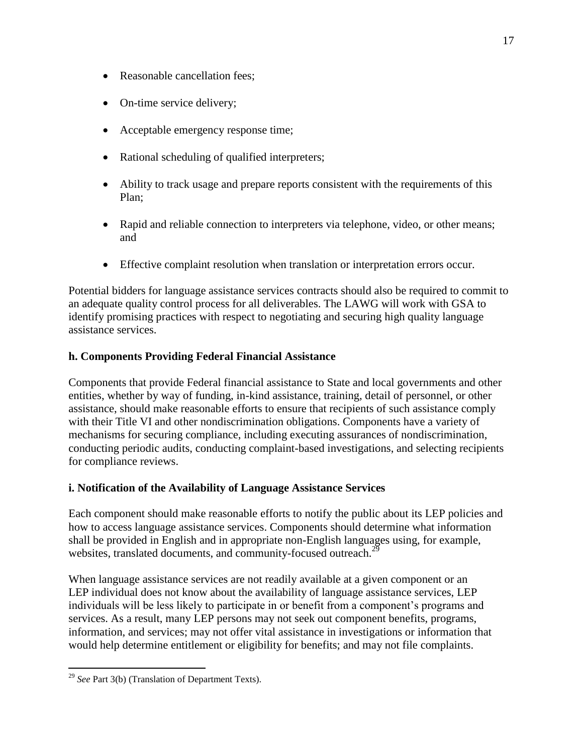- Reasonable cancellation fees;
- On-time service delivery;
- Acceptable emergency response time;
- Rational scheduling of qualified interpreters;
- Ability to track usage and prepare reports consistent with the requirements of this Plan;
- Rapid and reliable connection to interpreters via telephone, video, or other means; and
- Effective complaint resolution when translation or interpretation errors occur.

Potential bidders for language assistance services contracts should also be required to commit to an adequate quality control process for all deliverables. The LAWG will work with GSA to identify promising practices with respect to negotiating and securing high quality language assistance services.

**h. Components Providing Federal Financial Assistance**

Components that provide Federal financial assistance to State and local governments and other entities, whether by way of funding, in-kind assistance, training, detail of personnel, or other assistance, should make reasonable efforts to ensure that recipients of such assistance comply with their Title VI and other nondiscrimination obligations. Components have a variety of mechanisms for securing compliance, including executing assurances of nondiscrimination, conducting periodic audits, conducting complaint-based investigations, and selecting recipients for compliance reviews.

**i. Notification of the Availability of Language Assistance Services**

Each component should make reasonable efforts to notify the public about its LEP policies and how to access language assistance services. Components should determine what information shall be provided in English and in appropriate non-English languages using, for example, websites, translated documents, and community-focused outreach.[29]

When language assistance services are not readily available at a given component or an LEP individual does not know about the availability of language assistance services, LEP individuals will be less likely to participate in or benefit from a component's programs and services. As a result, many LEP persons may not seek out component benefits, programs, information, and services; may not offer vital assistance in investigations or information that would help determine entitlement or eligibility for benefits; and may not file complaints.

[29] *See* Part 3(b) (Translation of Department Texts).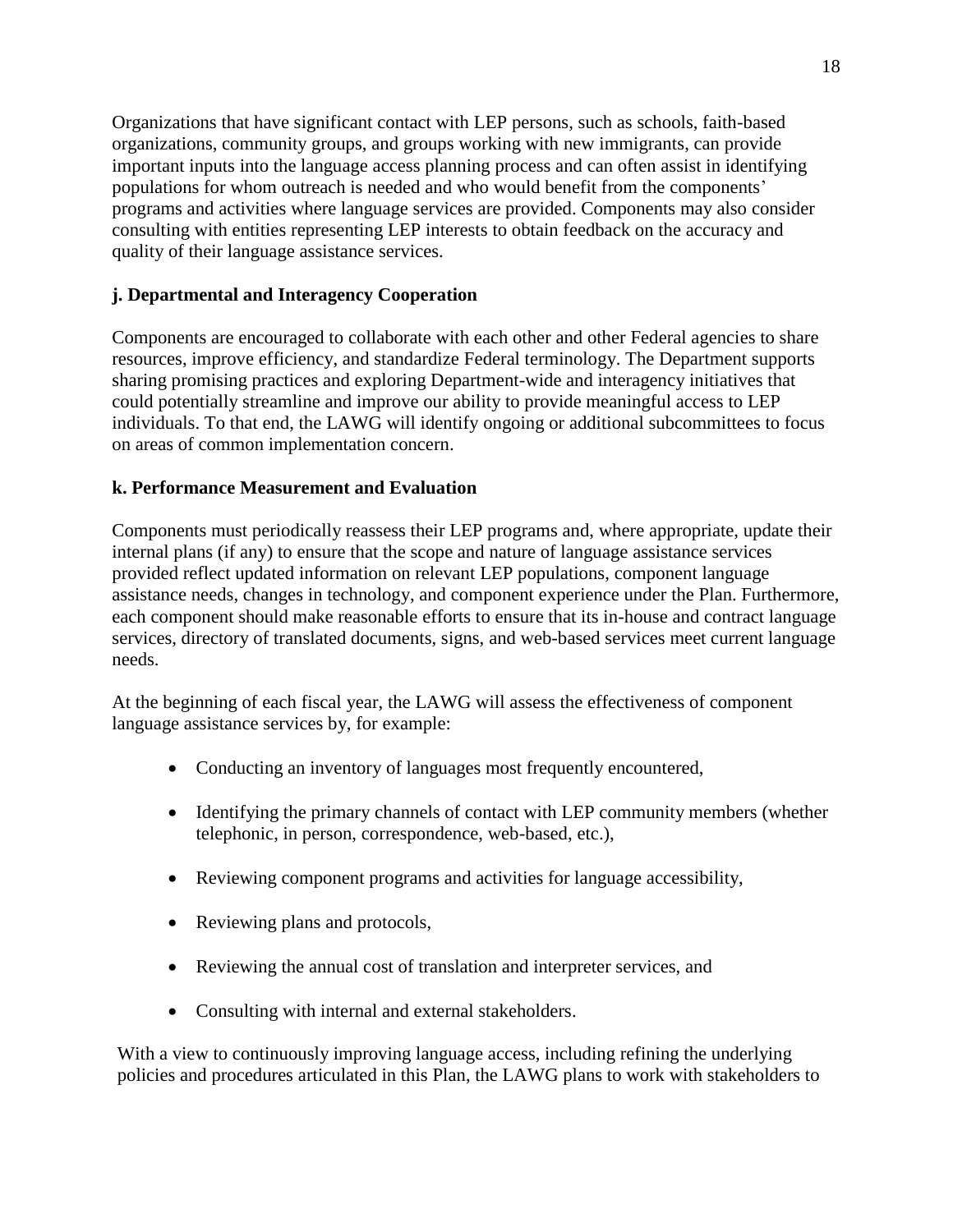Organizations that have significant contact with LEP persons, such as schools, faith-based organizations, community groups, and groups working with new immigrants, can provide important inputs into the language access planning process and can often assist in identifying populations for whom outreach is needed and who would benefit from the components' programs and activities where language services are provided. Components may also consider consulting with entities representing LEP interests to obtain feedback on the accuracy and quality of their language assistance services.

**j. Departmental and Interagency Cooperation**

Components are encouraged to collaborate with each other and other Federal agencies to share resources, improve efficiency, and standardize Federal terminology. The Department supports sharing promising practices and exploring Department-wide and interagency initiatives that could potentially streamline and improve our ability to provide meaningful access to LEP individuals. To that end, the LAWG will identify ongoing or additional subcommittees to focus on areas of common implementation concern.

**k. Performance Measurement and Evaluation**

Components must periodically reassess their LEP programs and, where appropriate, update their internal plans (if any) to ensure that the scope and nature of language assistance services provided reflect updated information on relevant LEP populations, component language assistance needs, changes in technology, and component experience under the Plan. Furthermore, each component should make reasonable efforts to ensure that its in-house and contract language services, directory of translated documents, signs, and web-based services meet current language needs.

At the beginning of each fiscal year, the LAWG will assess the effectiveness of component language assistance services by, for example:

- Conducting an inventory of languages most frequently encountered,
- Identifying the primary channels of contact with LEP community members (whether telephonic, in person, correspondence, web-based, etc.),
- Reviewing component programs and activities for language accessibility,
- Reviewing plans and protocols,
- Reviewing the annual cost of translation and interpreter services, and
- Consulting with internal and external stakeholders.

With a view to continuously improving language access, including refining the underlying policies and procedures articulated in this Plan, the LAWG plans to work with stakeholders to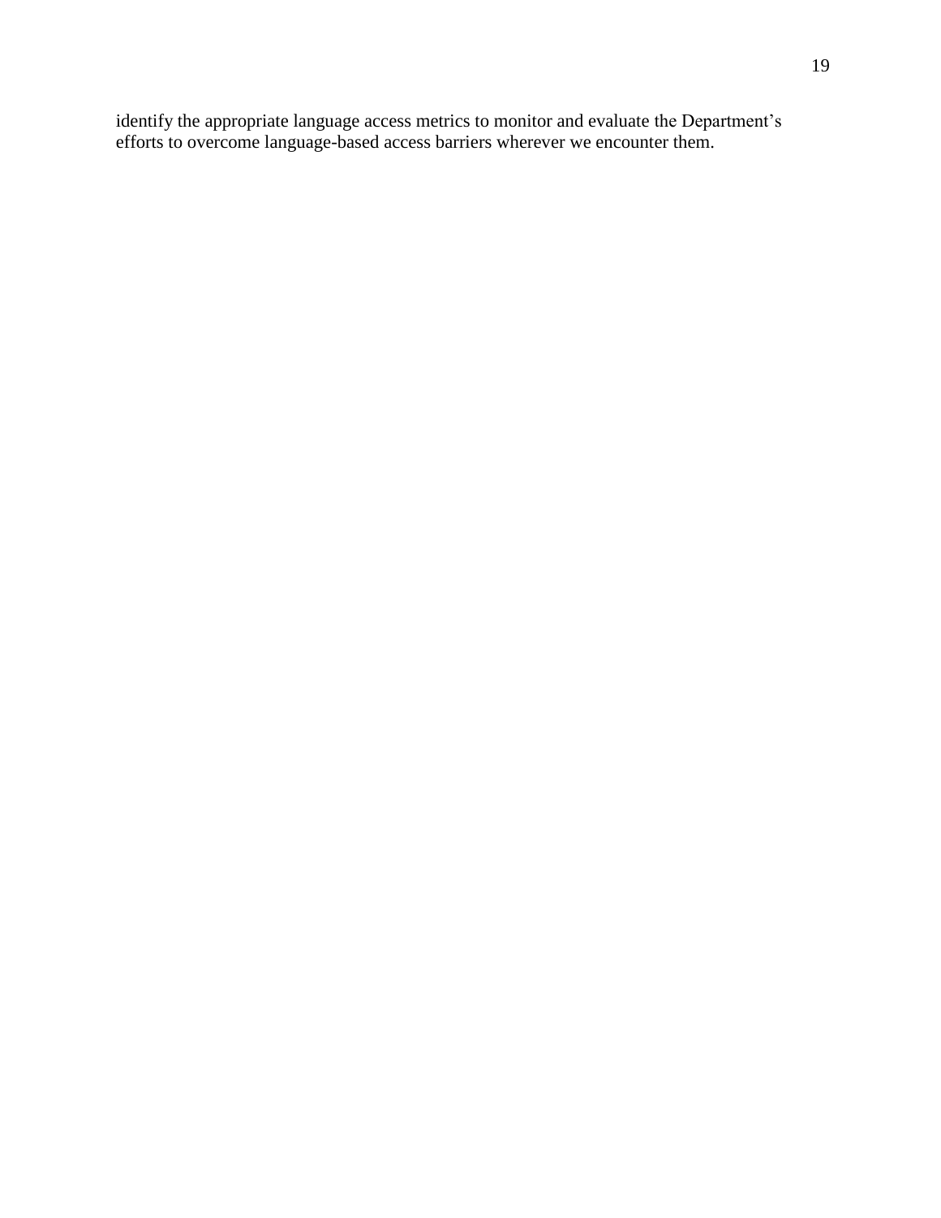identify the appropriate language access metrics to monitor and evaluate the Department's efforts to overcome language-based access barriers wherever we encounter them.